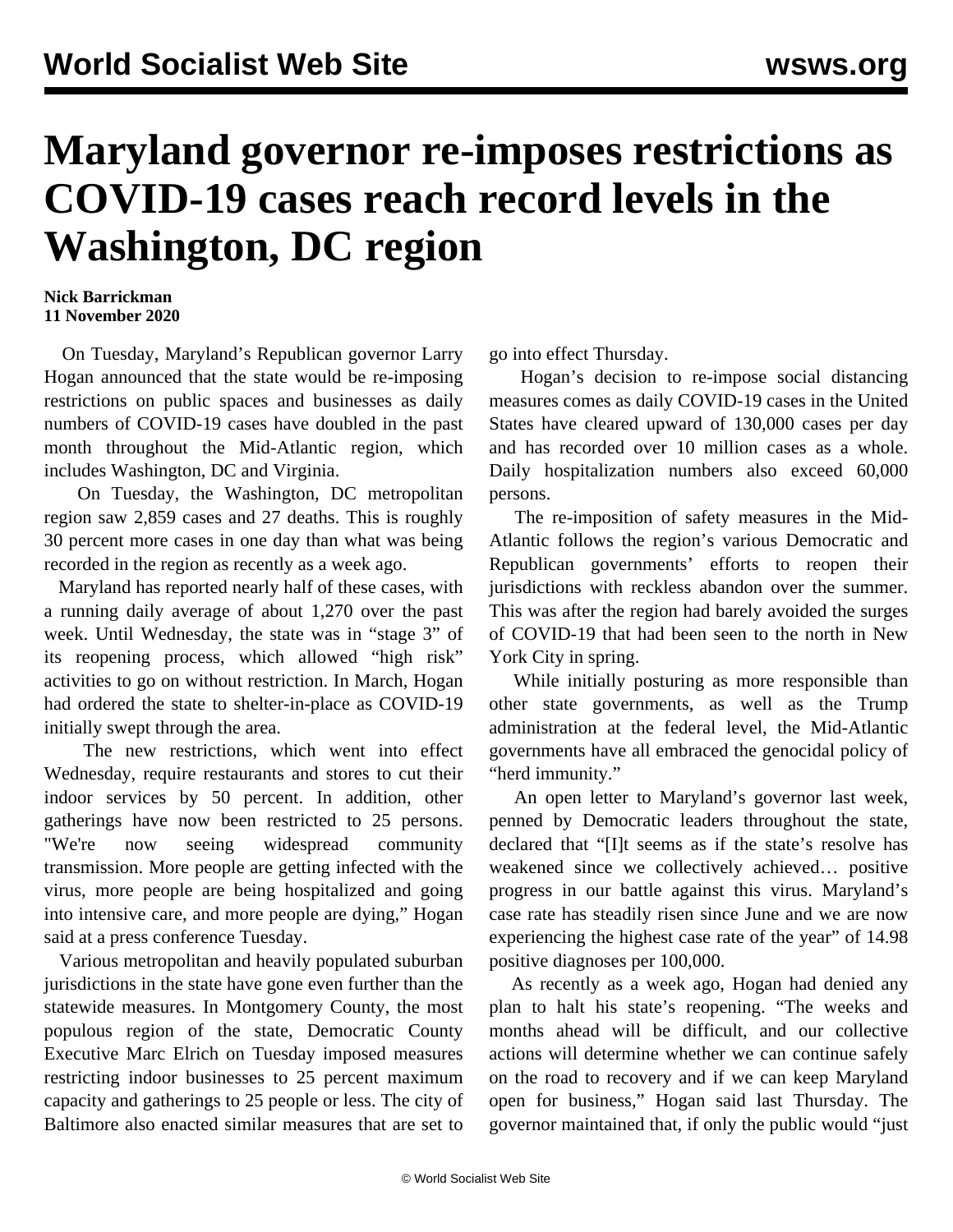# Maryland governor re-imposes restrictions as COVID-19 cases reach record levels in the Washington, DC region

**Nick Barrickman**
**11 November 2020**

On Tuesday, Maryland's Republican governor Larry Hogan announced that the state would be re-imposing restrictions on public spaces and businesses as daily numbers of COVID-19 cases have doubled in the past month throughout the Mid-Atlantic region, which includes Washington, DC and Virginia.

On Tuesday, the Washington, DC metropolitan region saw 2,859 cases and 27 deaths. This is roughly 30 percent more cases in one day than what was being recorded in the region as recently as a week ago.

Maryland has reported nearly half of these cases, with a running daily average of about 1,270 over the past week. Until Wednesday, the state was in "stage 3" of its reopening process, which allowed "high risk" activities to go on without restriction. In March, Hogan had ordered the state to shelter-in-place as COVID-19 initially swept through the area.

The new restrictions, which went into effect Wednesday, require restaurants and stores to cut their indoor services by 50 percent. In addition, other gatherings have now been restricted to 25 persons. "We're now seeing widespread community transmission. More people are getting infected with the virus, more people are being hospitalized and going into intensive care, and more people are dying," Hogan said at a press conference Tuesday.

Various metropolitan and heavily populated suburban jurisdictions in the state have gone even further than the statewide measures. In Montgomery County, the most populous region of the state, Democratic County Executive Marc Elrich on Tuesday imposed measures restricting indoor businesses to 25 percent maximum capacity and gatherings to 25 people or less. The city of Baltimore also enacted similar measures that are set to go into effect Thursday.

Hogan's decision to re-impose social distancing measures comes as daily COVID-19 cases in the United States have cleared upward of 130,000 cases per day and has recorded over 10 million cases as a whole. Daily hospitalization numbers also exceed 60,000 persons.

The re-imposition of safety measures in the Mid-Atlantic follows the region's various Democratic and Republican governments' efforts to reopen their jurisdictions with reckless abandon over the summer. This was after the region had barely avoided the surges of COVID-19 that had been seen to the north in New York City in spring.

While initially posturing as more responsible than other state governments, as well as the Trump administration at the federal level, the Mid-Atlantic governments have all embraced the genocidal policy of "herd immunity."

An open letter to Maryland's governor last week, penned by Democratic leaders throughout the state, declared that "[I]t seems as if the state's resolve has weakened since we collectively achieved… positive progress in our battle against this virus. Maryland's case rate has steadily risen since June and we are now experiencing the highest case rate of the year" of 14.98 positive diagnoses per 100,000.

As recently as a week ago, Hogan had denied any plan to halt his state's reopening. "The weeks and months ahead will be difficult, and our collective actions will determine whether we can continue safely on the road to recovery and if we can keep Maryland open for business," Hogan said last Thursday. The governor maintained that, if only the public would "just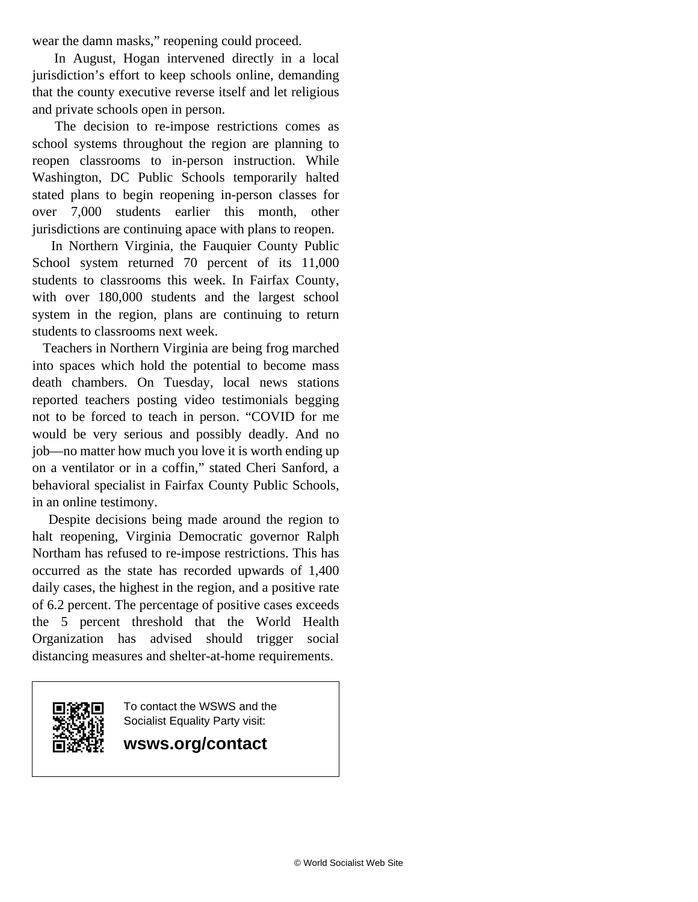wear the damn masks," reopening could proceed.

In August, Hogan intervened directly in a local jurisdiction's effort to keep schools online, demanding that the county executive reverse itself and let religious and private schools open in person.

The decision to re-impose restrictions comes as school systems throughout the region are planning to reopen classrooms to in-person instruction. While Washington, DC Public Schools temporarily halted stated plans to begin reopening in-person classes for over 7,000 students earlier this month, other jurisdictions are continuing apace with plans to reopen.

In Northern Virginia, the Fauquier County Public School system returned 70 percent of its 11,000 students to classrooms this week. In Fairfax County, with over 180,000 students and the largest school system in the region, plans are continuing to return students to classrooms next week.

Teachers in Northern Virginia are being frog marched into spaces which hold the potential to become mass death chambers. On Tuesday, local news stations reported teachers posting video testimonials begging not to be forced to teach in person. "COVID for me would be very serious and possibly deadly. And no job—no matter how much you love it is worth ending up on a ventilator or in a coffin," stated Cheri Sanford, a behavioral specialist in Fairfax County Public Schools, in an online testimony.

Despite decisions being made around the region to halt reopening, Virginia Democratic governor Ralph Northam has refused to re-impose restrictions. This has occurred as the state has recorded upwards of 1,400 daily cases, the highest in the region, and a positive rate of 6.2 percent. The percentage of positive cases exceeds the 5 percent threshold that the World Health Organization has advised should trigger social distancing measures and shelter-at-home requirements.

To contact the WSWS and the Socialist Equality Party visit:

**wsws.org/contact**